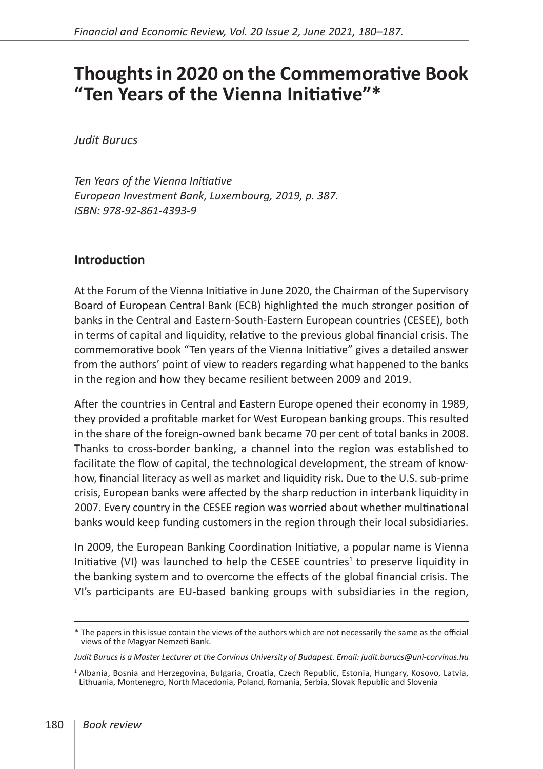# Thoughts in 2020 on the Commemorative Book "Ten Years of the Vienna Initiative"*

*Judit Burucs*

*Ten Years of the Vienna Initiative*
*European Investment Bank, Luxembourg, 2019, p. 387.*
*ISBN: 978-92-861-4393-9*

## Introduction

At the Forum of the Vienna Initiative in June 2020, the Chairman of the Supervisory Board of European Central Bank (ECB) highlighted the much stronger position of banks in the Central and Eastern-South-Eastern European countries (CESEE), both in terms of capital and liquidity, relative to the previous global financial crisis. The commemorative book "Ten years of the Vienna Initiative" gives a detailed answer from the authors' point of view to readers regarding what happened to the banks in the region and how they became resilient between 2009 and 2019.

After the countries in Central and Eastern Europe opened their economy in 1989, they provided a profitable market for West European banking groups. This resulted in the share of the foreign-owned bank became 70 per cent of total banks in 2008. Thanks to cross-border banking, a channel into the region was established to facilitate the flow of capital, the technological development, the stream of know-how, financial literacy as well as market and liquidity risk. Due to the U.S. sub-prime crisis, European banks were affected by the sharp reduction in interbank liquidity in 2007. Every country in the CESEE region was worried about whether multinational banks would keep funding customers in the region through their local subsidiaries.

In 2009, the European Banking Coordination Initiative, a popular name is Vienna Initiative (VI) was launched to help the CESEE countries[1] to preserve liquidity in the banking system and to overcome the effects of the global financial crisis. The VI's participants are EU-based banking groups with subsidiaries in the region,

---

\* The papers in this issue contain the views of the authors which are not necessarily the same as the official views of the Magyar Nemzeti Bank.

*Judit Burucs is a Master Lecturer at the Corvinus University of Budapest. Email: judit.burucs@uni-corvinus.hu*

[1] Albania, Bosnia and Herzegovina, Bulgaria, Croatia, Czech Republic, Estonia, Hungary, Kosovo, Latvia, Lithuania, Montenegro, North Macedonia, Poland, Romania, Serbia, Slovak Republic and Slovenia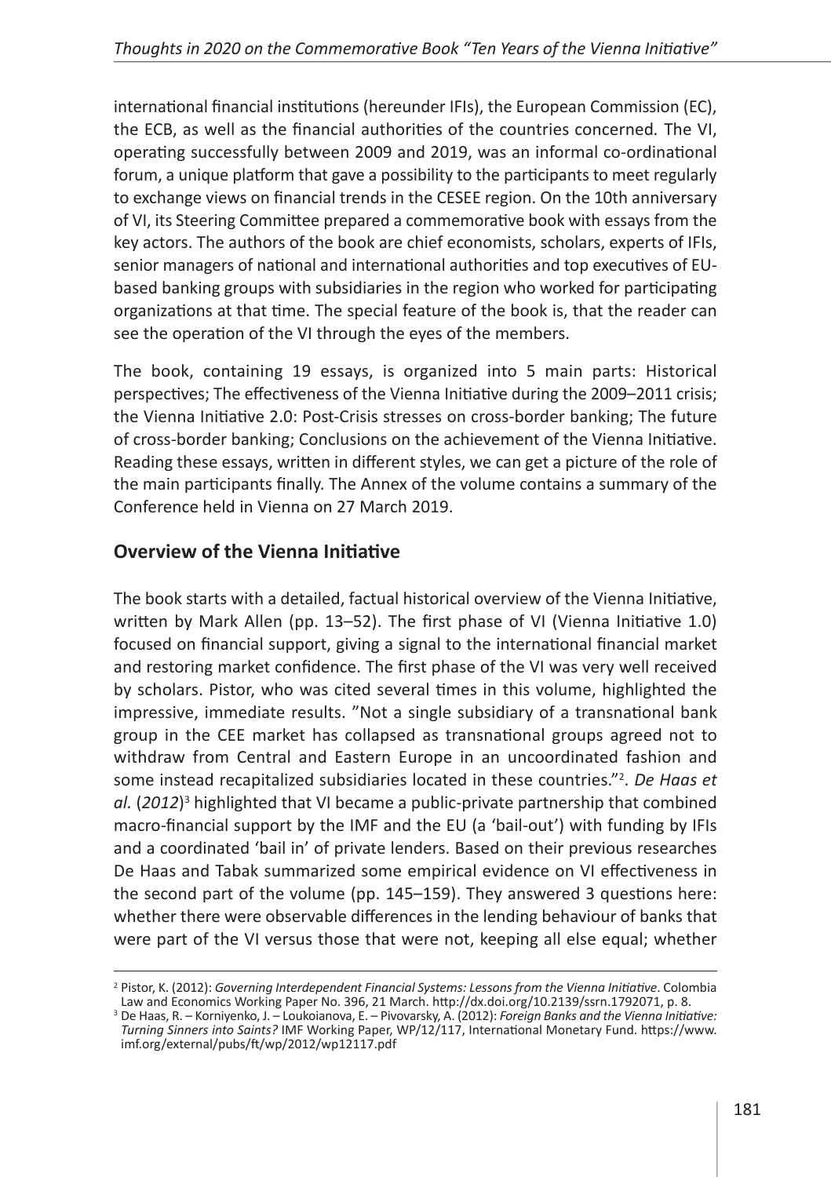international financial institutions (hereunder IFIs), the European Commission (EC), the ECB, as well as the financial authorities of the countries concerned*.* The VI, operating successfully between 2009 and 2019, was an informal co-ordinational forum, a unique platform that gave a possibility to the participants to meet regularly to exchange views on financial trends in the CESEE region. On the 10th anniversary of VI, its Steering Committee prepared a commemorative book with essays from the key actors. The authors of the book are chief economists, scholars, experts of IFIs, senior managers of national and international authorities and top executives of EU-based banking groups with subsidiaries in the region who worked for participating organizations at that time. The special feature of the book is, that the reader can see the operation of the VI through the eyes of the members.

The book, containing 19 essays, is organized into 5 main parts: Historical perspectives; The effectiveness of the Vienna Initiative during the 2009–2011 crisis; the Vienna Initiative 2.0: Post-Crisis stresses on cross-border banking; The future of cross-border banking; Conclusions on the achievement of the Vienna Initiative. Reading these essays, written in different styles, we can get a picture of the role of the main participants finally. The Annex of the volume contains a summary of the Conference held in Vienna on 27 March 2019.

## Overview of the Vienna Initiative

The book starts with a detailed, factual historical overview of the Vienna Initiative, written by Mark Allen (pp. 13–52). The first phase of VI (Vienna Initiative 1.0) focused on financial support, giving a signal to the international financial market and restoring market confidence. The first phase of the VI was very well received by scholars. Pistor, who was cited several times in this volume, highlighted the impressive, immediate results. "Not a single subsidiary of a transnational bank group in the CEE market has collapsed as transnational groups agreed not to withdraw from Central and Eastern Europe in an uncoordinated fashion and some instead recapitalized subsidiaries located in these countries."[2]. *De Haas et al.* (*2012*)[3] highlighted that VI became a public-private partnership that combined macro-financial support by the IMF and the EU (a 'bail-out') with funding by IFIs and a coordinated 'bail in' of private lenders. Based on their previous researches De Haas and Tabak summarized some empirical evidence on VI effectiveness in the second part of the volume (pp. 145–159). They answered 3 questions here: whether there were observable differences in the lending behaviour of banks that were part of the VI versus those that were not, keeping all else equal; whether

---

[2] Pistor, K. (2012): *Governing Interdependent Financial Systems: Lessons from the Vienna Initiative*. Colombia Law and Economics Working Paper No. 396, 21 March. http://dx.doi.org/10.2139/ssrn.1792071, p. 8.

[3] De Haas, R. – Korniyenko, J. – Loukoianova, E. – Pivovarsky, A. (2012): *Foreign Banks and the Vienna Initiative: Turning Sinners into Saints?* IMF Working Paper, WP/12/117, International Monetary Fund. https://www.imf.org/external/pubs/ft/wp/2012/wp12117.pdf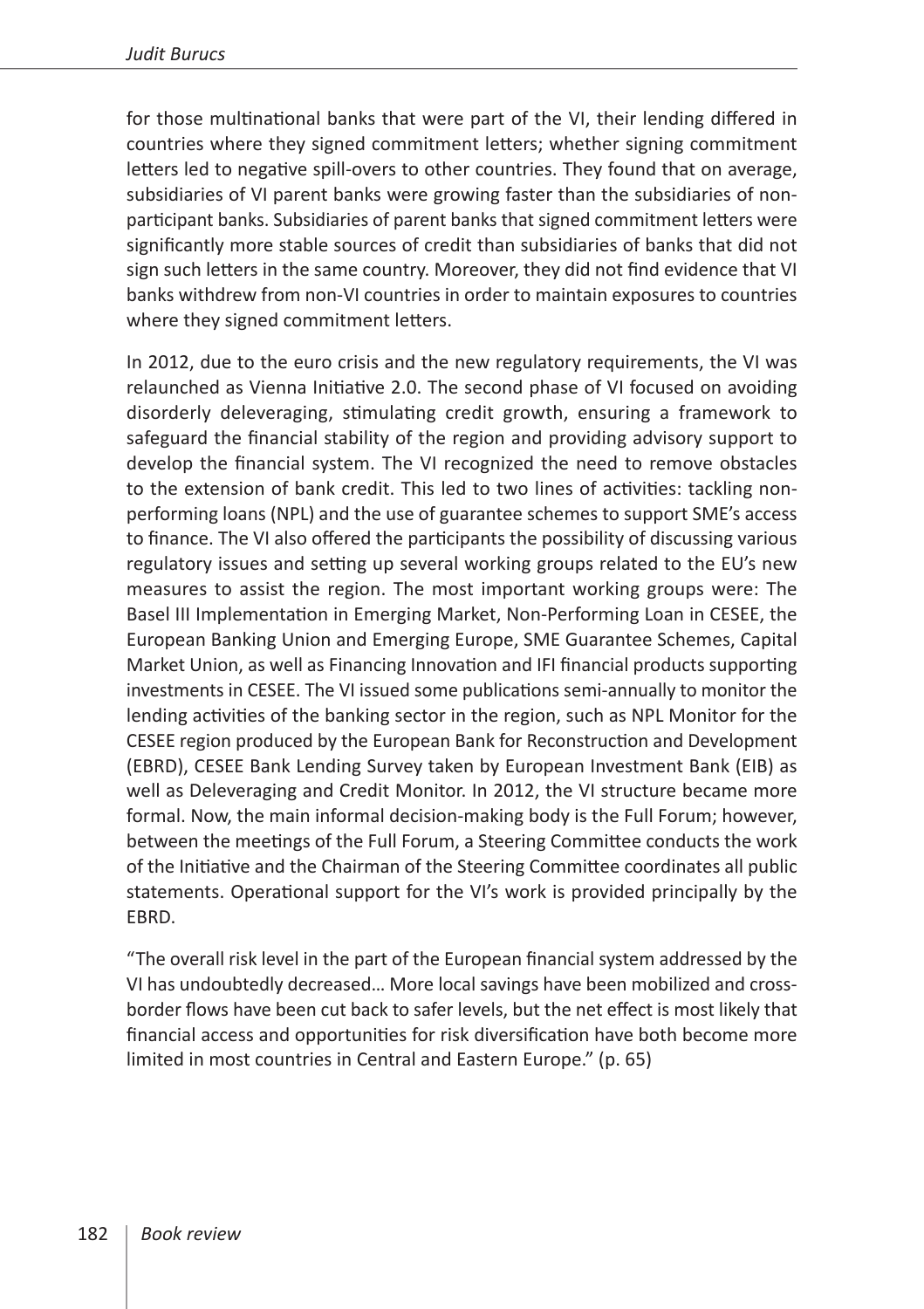for those multinational banks that were part of the VI, their lending differed in countries where they signed commitment letters; whether signing commitment letters led to negative spill-overs to other countries. They found that on average, subsidiaries of VI parent banks were growing faster than the subsidiaries of non-participant banks. Subsidiaries of parent banks that signed commitment letters were significantly more stable sources of credit than subsidiaries of banks that did not sign such letters in the same country. Moreover, they did not find evidence that VI banks withdrew from non-VI countries in order to maintain exposures to countries where they signed commitment letters.

In 2012, due to the euro crisis and the new regulatory requirements, the VI was relaunched as Vienna Initiative 2.0. The second phase of VI focused on avoiding disorderly deleveraging, stimulating credit growth, ensuring a framework to safeguard the financial stability of the region and providing advisory support to develop the financial system. The VI recognized the need to remove obstacles to the extension of bank credit. This led to two lines of activities: tackling non-performing loans (NPL) and the use of guarantee schemes to support SME's access to finance. The VI also offered the participants the possibility of discussing various regulatory issues and setting up several working groups related to the EU's new measures to assist the region. The most important working groups were: The Basel III Implementation in Emerging Market, Non-Performing Loan in CESEE, the European Banking Union and Emerging Europe, SME Guarantee Schemes, Capital Market Union, as well as Financing Innovation and IFI financial products supporting investments in CESEE. The VI issued some publications semi-annually to monitor the lending activities of the banking sector in the region, such as NPL Monitor for the CESEE region produced by the European Bank for Reconstruction and Development (EBRD), CESEE Bank Lending Survey taken by European Investment Bank (EIB) as well as Deleveraging and Credit Monitor. In 2012, the VI structure became more formal. Now, the main informal decision-making body is the Full Forum; however, between the meetings of the Full Forum, a Steering Committee conducts the work of the Initiative and the Chairman of the Steering Committee coordinates all public statements. Operational support for the VI's work is provided principally by the EBRD.

"The overall risk level in the part of the European financial system addressed by the VI has undoubtedly decreased… More local savings have been mobilized and cross-border flows have been cut back to safer levels, but the net effect is most likely that financial access and opportunities for risk diversification have both become more limited in most countries in Central and Eastern Europe." (p. 65)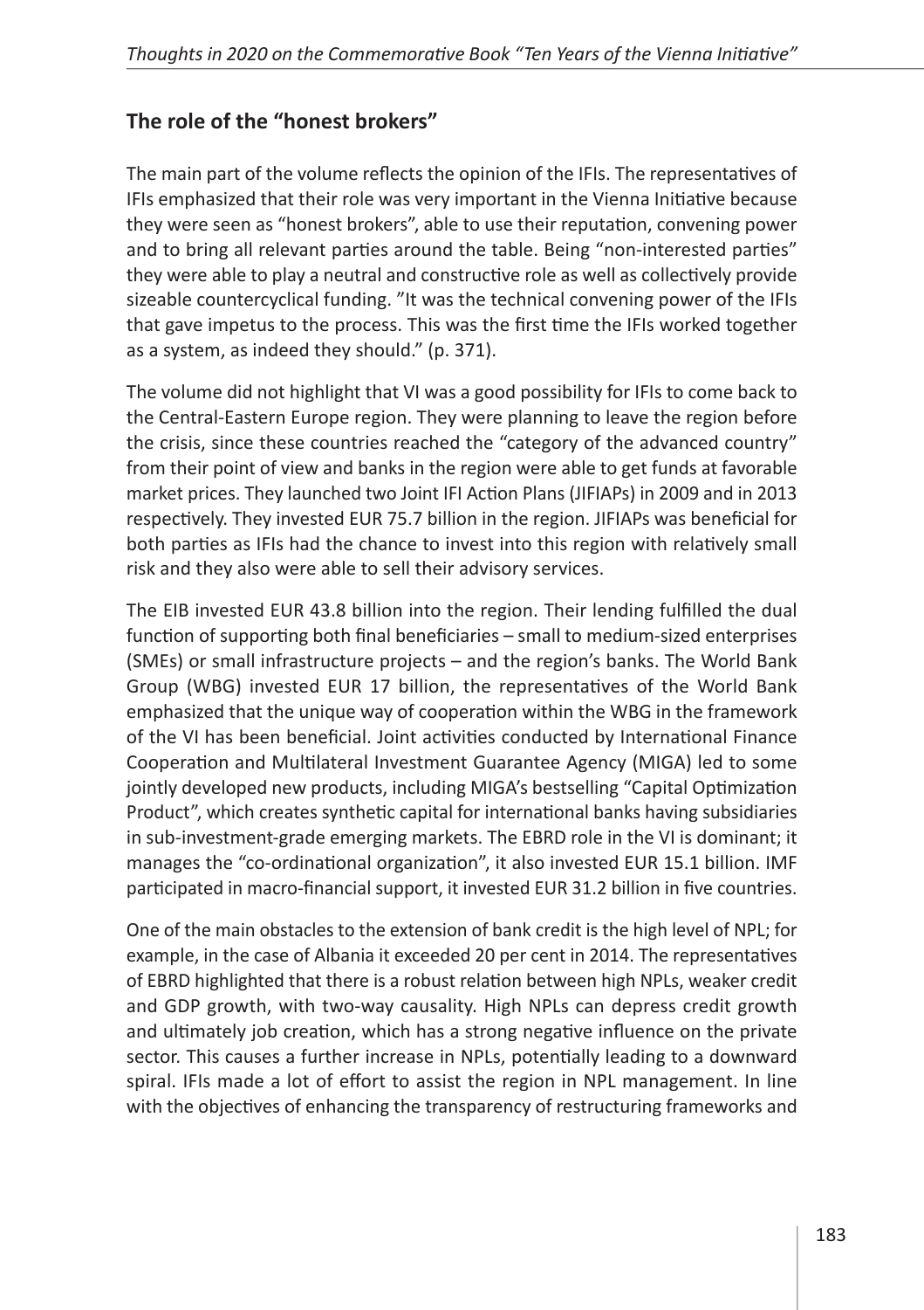## The role of the "honest brokers"

The main part of the volume reflects the opinion of the IFIs. The representatives of IFIs emphasized that their role was very important in the Vienna Initiative because they were seen as "honest brokers", able to use their reputation, convening power and to bring all relevant parties around the table. Being "non-interested parties" they were able to play a neutral and constructive role as well as collectively provide sizeable countercyclical funding. "It was the technical convening power of the IFIs that gave impetus to the process. This was the first time the IFIs worked together as a system, as indeed they should." (p. 371).

The volume did not highlight that VI was a good possibility for IFIs to come back to the Central-Eastern Europe region. They were planning to leave the region before the crisis, since these countries reached the "category of the advanced country" from their point of view and banks in the region were able to get funds at favorable market prices. They launched two Joint IFI Action Plans (JIFIAPs) in 2009 and in 2013 respectively. They invested EUR 75.7 billion in the region. JIFIAPs was beneficial for both parties as IFIs had the chance to invest into this region with relatively small risk and they also were able to sell their advisory services.

The EIB invested EUR 43.8 billion into the region. Their lending fulfilled the dual function of supporting both final beneficiaries – small to medium-sized enterprises (SMEs) or small infrastructure projects – and the region's banks. The World Bank Group (WBG) invested EUR 17 billion, the representatives of the World Bank emphasized that the unique way of cooperation within the WBG in the framework of the VI has been beneficial. Joint activities conducted by International Finance Cooperation and Multilateral Investment Guarantee Agency (MIGA) led to some jointly developed new products, including MIGA's bestselling "Capital Optimization Product", which creates synthetic capital for international banks having subsidiaries in sub-investment-grade emerging markets. The EBRD role in the VI is dominant; it manages the "co-ordinational organization", it also invested EUR 15.1 billion. IMF participated in macro-financial support, it invested EUR 31.2 billion in five countries.

One of the main obstacles to the extension of bank credit is the high level of NPL; for example, in the case of Albania it exceeded 20 per cent in 2014. The representatives of EBRD highlighted that there is a robust relation between high NPLs, weaker credit and GDP growth, with two-way causality. High NPLs can depress credit growth and ultimately job creation, which has a strong negative influence on the private sector. This causes a further increase in NPLs, potentially leading to a downward spiral. IFIs made a lot of effort to assist the region in NPL management. In line with the objectives of enhancing the transparency of restructuring frameworks and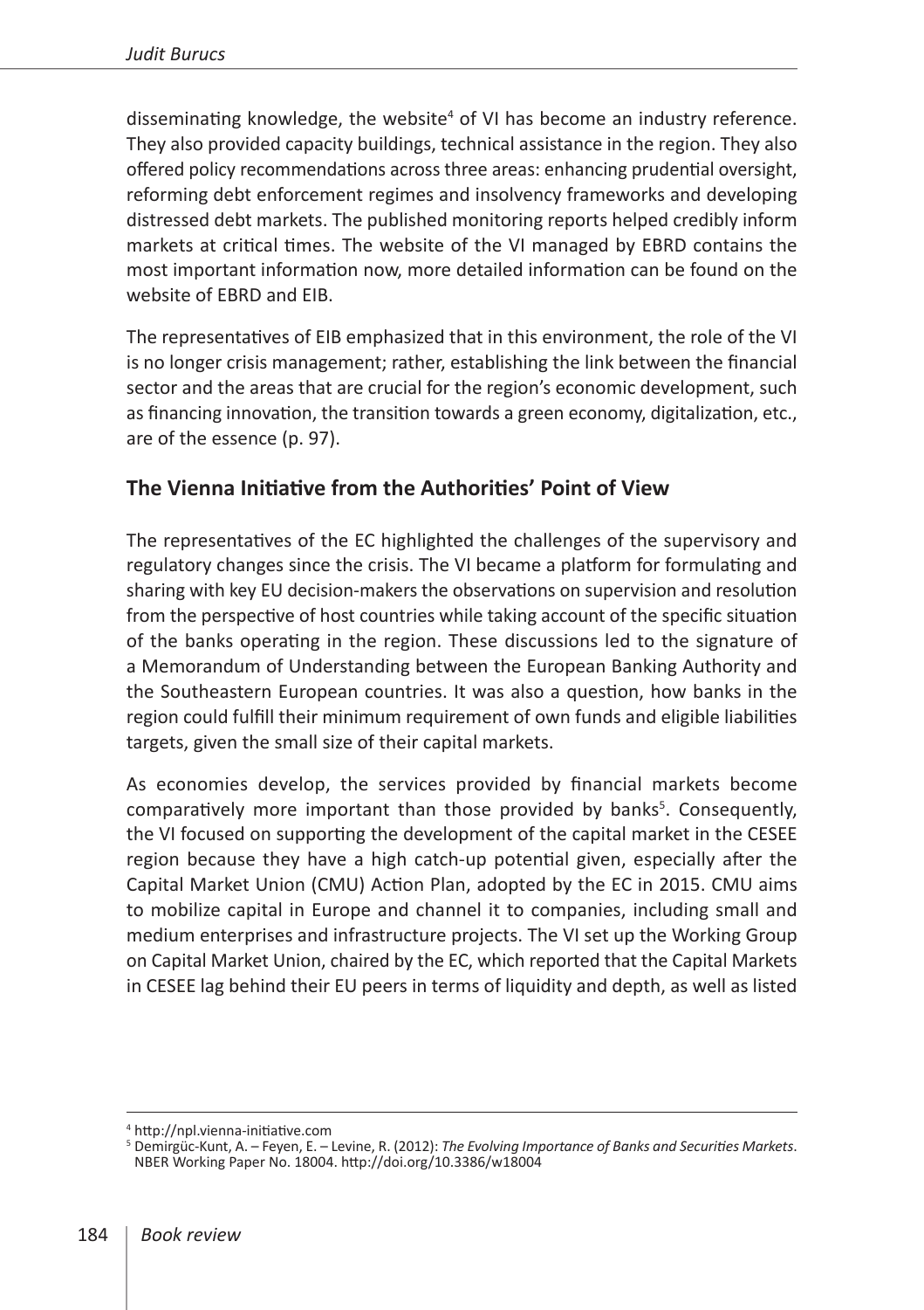disseminating knowledge, the website[4] of VI has become an industry reference. They also provided capacity buildings, technical assistance in the region. They also offered policy recommendations across three areas: enhancing prudential oversight, reforming debt enforcement regimes and insolvency frameworks and developing distressed debt markets. The published monitoring reports helped credibly inform markets at critical times. The website of the VI managed by EBRD contains the most important information now, more detailed information can be found on the website of EBRD and EIB.

The representatives of EIB emphasized that in this environment, the role of the VI is no longer crisis management; rather, establishing the link between the financial sector and the areas that are crucial for the region's economic development, such as financing innovation, the transition towards a green economy, digitalization, etc., are of the essence (p. 97).

## The Vienna Initiative from the Authorities' Point of View

The representatives of the EC highlighted the challenges of the supervisory and regulatory changes since the crisis. The VI became a platform for formulating and sharing with key EU decision-makers the observations on supervision and resolution from the perspective of host countries while taking account of the specific situation of the banks operating in the region. These discussions led to the signature of a Memorandum of Understanding between the European Banking Authority and the Southeastern European countries. It was also a question, how banks in the region could fulfill their minimum requirement of own funds and eligible liabilities targets, given the small size of their capital markets.

As economies develop, the services provided by financial markets become comparatively more important than those provided by banks[5]. Consequently, the VI focused on supporting the development of the capital market in the CESEE region because they have a high catch-up potential given, especially after the Capital Market Union (CMU) Action Plan, adopted by the EC in 2015. CMU aims to mobilize capital in Europe and channel it to companies, including small and medium enterprises and infrastructure projects. The VI set up the Working Group on Capital Market Union, chaired by the EC, which reported that the Capital Markets in CESEE lag behind their EU peers in terms of liquidity and depth, as well as listed

---

[4] http://npl.vienna-initiative.com

[5] Demirgüc-Kunt, A. – Feyen, E. – Levine, R. (2012): *The Evolving Importance of Banks and Securities Markets*. NBER Working Paper No. 18004. http://doi.org/10.3386/w18004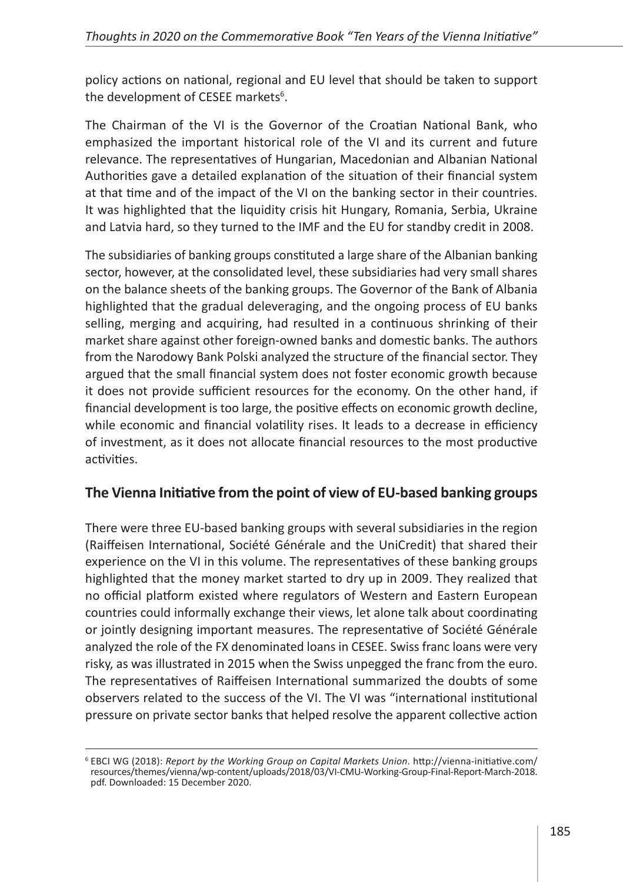policy actions on national, regional and EU level that should be taken to support the development of CESEE markets[6].

The Chairman of the VI is the Governor of the Croatian National Bank, who emphasized the important historical role of the VI and its current and future relevance. The representatives of Hungarian, Macedonian and Albanian National Authorities gave a detailed explanation of the situation of their financial system at that time and of the impact of the VI on the banking sector in their countries. It was highlighted that the liquidity crisis hit Hungary, Romania, Serbia, Ukraine and Latvia hard, so they turned to the IMF and the EU for standby credit in 2008.

The subsidiaries of banking groups constituted a large share of the Albanian banking sector, however, at the consolidated level, these subsidiaries had very small shares on the balance sheets of the banking groups. The Governor of the Bank of Albania highlighted that the gradual deleveraging, and the ongoing process of EU banks selling, merging and acquiring, had resulted in a continuous shrinking of their market share against other foreign-owned banks and domestic banks. The authors from the Narodowy Bank Polski analyzed the structure of the financial sector. They argued that the small financial system does not foster economic growth because it does not provide sufficient resources for the economy. On the other hand, if financial development is too large, the positive effects on economic growth decline, while economic and financial volatility rises. It leads to a decrease in efficiency of investment, as it does not allocate financial resources to the most productive activities.

## The Vienna Initiative from the point of view of EU-based banking groups

There were three EU-based banking groups with several subsidiaries in the region (Raiffeisen International, Société Générale and the UniCredit) that shared their experience on the VI in this volume. The representatives of these banking groups highlighted that the money market started to dry up in 2009. They realized that no official platform existed where regulators of Western and Eastern European countries could informally exchange their views, let alone talk about coordinating or jointly designing important measures. The representative of Société Générale analyzed the role of the FX denominated loans in CESEE. Swiss franc loans were very risky, as was illustrated in 2015 when the Swiss unpegged the franc from the euro. The representatives of Raiffeisen International summarized the doubts of some observers related to the success of the VI. The VI was "international institutional pressure on private sector banks that helped resolve the apparent collective action

[6] EBCI WG (2018): *Report by the Working Group on Capital Markets Union*. http://vienna-initiative.com/resources/themes/vienna/wp-content/uploads/2018/03/VI-CMU-Working-Group-Final-Report-March-2018.pdf. Downloaded: 15 December 2020.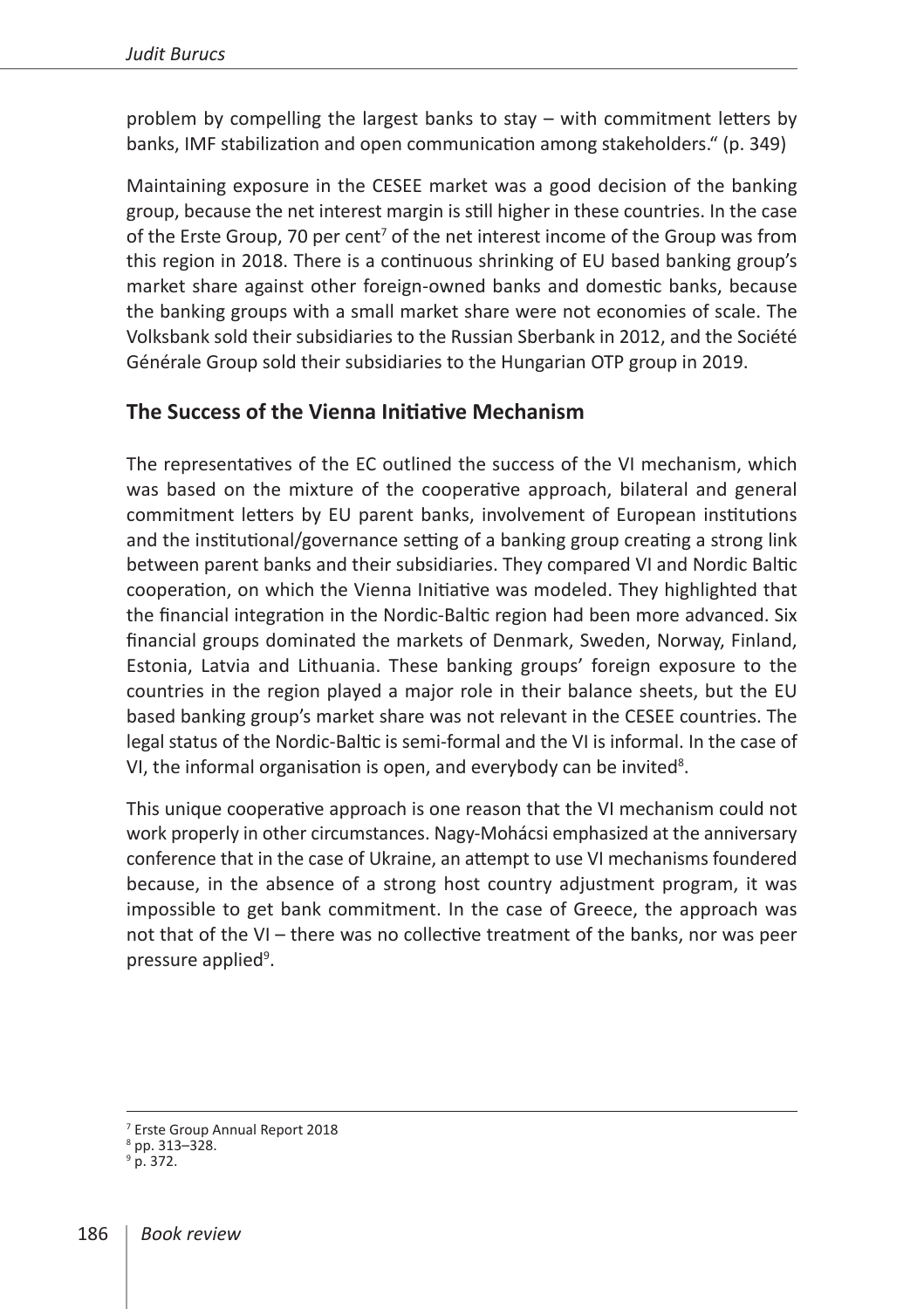problem by compelling the largest banks to stay – with commitment letters by banks, IMF stabilization and open communication among stakeholders." (p. 349)

Maintaining exposure in the CESEE market was a good decision of the banking group, because the net interest margin is still higher in these countries. In the case of the Erste Group, 70 per cent[7] of the net interest income of the Group was from this region in 2018. There is a continuous shrinking of EU based banking group's market share against other foreign-owned banks and domestic banks, because the banking groups with a small market share were not economies of scale. The Volksbank sold their subsidiaries to the Russian Sberbank in 2012, and the Société Générale Group sold their subsidiaries to the Hungarian OTP group in 2019.

## The Success of the Vienna Initiative Mechanism

The representatives of the EC outlined the success of the VI mechanism, which was based on the mixture of the cooperative approach, bilateral and general commitment letters by EU parent banks, involvement of European institutions and the institutional/governance setting of a banking group creating a strong link between parent banks and their subsidiaries. They compared VI and Nordic Baltic cooperation, on which the Vienna Initiative was modeled. They highlighted that the financial integration in the Nordic-Baltic region had been more advanced. Six financial groups dominated the markets of Denmark, Sweden, Norway, Finland, Estonia, Latvia and Lithuania. These banking groups' foreign exposure to the countries in the region played a major role in their balance sheets, but the EU based banking group's market share was not relevant in the CESEE countries. The legal status of the Nordic-Baltic is semi-formal and the VI is informal. In the case of VI, the informal organisation is open, and everybody can be invited[8].

This unique cooperative approach is one reason that the VI mechanism could not work properly in other circumstances. Nagy-Mohácsi emphasized at the anniversary conference that in the case of Ukraine, an attempt to use VI mechanisms foundered because, in the absence of a strong host country adjustment program, it was impossible to get bank commitment. In the case of Greece, the approach was not that of the VI – there was no collective treatment of the banks, nor was peer pressure applied[9].

[7] Erste Group Annual Report 2018
[8] pp. 313–328.
[9] p. 372.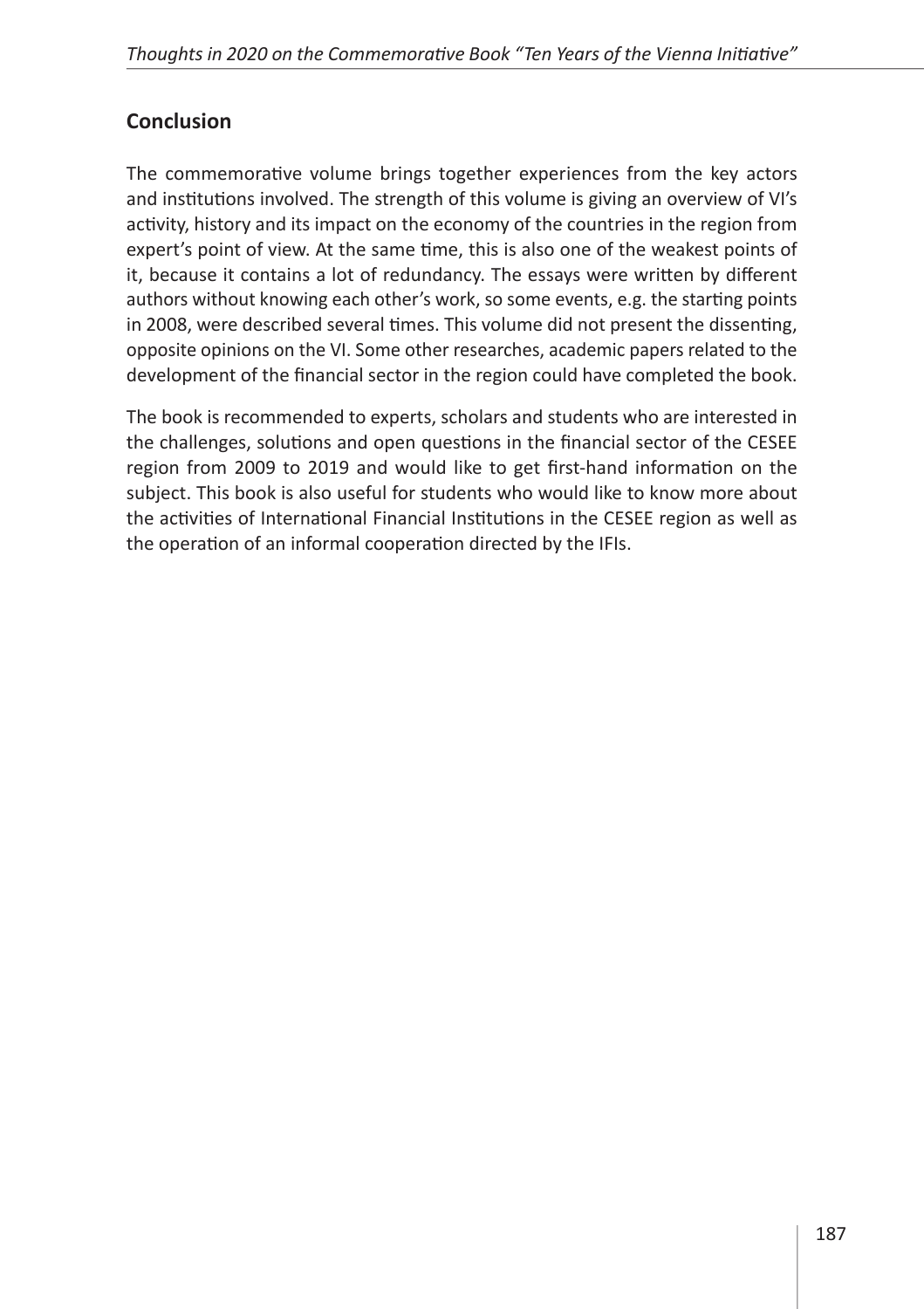## Conclusion

The commemorative volume brings together experiences from the key actors and institutions involved. The strength of this volume is giving an overview of VI's activity, history and its impact on the economy of the countries in the region from expert's point of view. At the same time, this is also one of the weakest points of it, because it contains a lot of redundancy. The essays were written by different authors without knowing each other's work, so some events, e.g. the starting points in 2008, were described several times. This volume did not present the dissenting, opposite opinions on the VI. Some other researches, academic papers related to the development of the financial sector in the region could have completed the book.

The book is recommended to experts, scholars and students who are interested in the challenges, solutions and open questions in the financial sector of the CESEE region from 2009 to 2019 and would like to get first-hand information on the subject. This book is also useful for students who would like to know more about the activities of International Financial Institutions in the CESEE region as well as the operation of an informal cooperation directed by the IFIs.